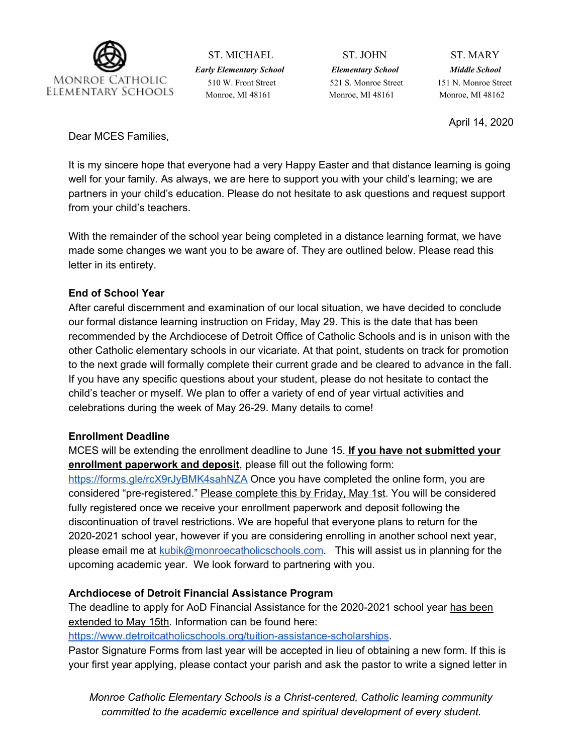MONROE CATHOLIC ELEMENTARY SCHOOLS

| ST. MICHAEL | ST. JOHN | ST. MARY |
|---|---|---|
| ***Early Elementary School*** | ***Elementary School*** | ***Middle School*** |
| 510 W. Front Street | 521 S. Monroe Street | 151 N. Monroe Street |
| Monroe, MI 48161 | Monroe, MI 48161 | Monroe, MI 48162 |

April 14, 2020

Dear MCES Families,

It is my sincere hope that everyone had a very Happy Easter and that distance learning is going well for your family. As always, we are here to support you with your child's learning; we are partners in your child's education. Please do not hesitate to ask questions and request support from your child's teachers.

With the remainder of the school year being completed in a distance learning format, we have made some changes we want you to be aware of. They are outlined below. Please read this letter in its entirety.

**End of School Year**

After careful discernment and examination of our local situation, we have decided to conclude our formal distance learning instruction on Friday, May 29. This is the date that has been recommended by the Archdiocese of Detroit Office of Catholic Schools and is in unison with the other Catholic elementary schools in our vicariate. At that point, students on track for promotion to the next grade will formally complete their current grade and be cleared to advance in the fall. If you have any specific questions about your student, please do not hesitate to contact the child's teacher or myself. We plan to offer a variety of end of year virtual activities and celebrations during the week of May 26-29. Many details to come!

**Enrollment Deadline**

MCES will be extending the enrollment deadline to June 15. **<u>If you have not submitted your enrollment paperwork and deposit</u>**, please fill out the following form: https://forms.gle/rcX9rJyBMK4sahNZA Once you have completed the online form, you are considered "pre-registered." <u>Please complete this by Friday, May 1st</u>. You will be considered fully registered once we receive your enrollment paperwork and deposit following the discontinuation of travel restrictions. We are hopeful that everyone plans to return for the 2020-2021 school year, however if you are considering enrolling in another school next year, please email me at kubik@monroecatholicschools.com. This will assist us in planning for the upcoming academic year. We look forward to partnering with you.

**Archdiocese of Detroit Financial Assistance Program**

The deadline to apply for AoD Financial Assistance for the 2020-2021 school year <u>has been extended to May 15th</u>. Information can be found here: https://www.detroitcatholicschools.org/tuition-assistance-scholarships.

Pastor Signature Forms from last year will be accepted in lieu of obtaining a new form. If this is your first year applying, please contact your parish and ask the pastor to write a signed letter in

*Monroe Catholic Elementary Schools is a Christ-centered, Catholic learning community committed to the academic excellence and spiritual development of every student.*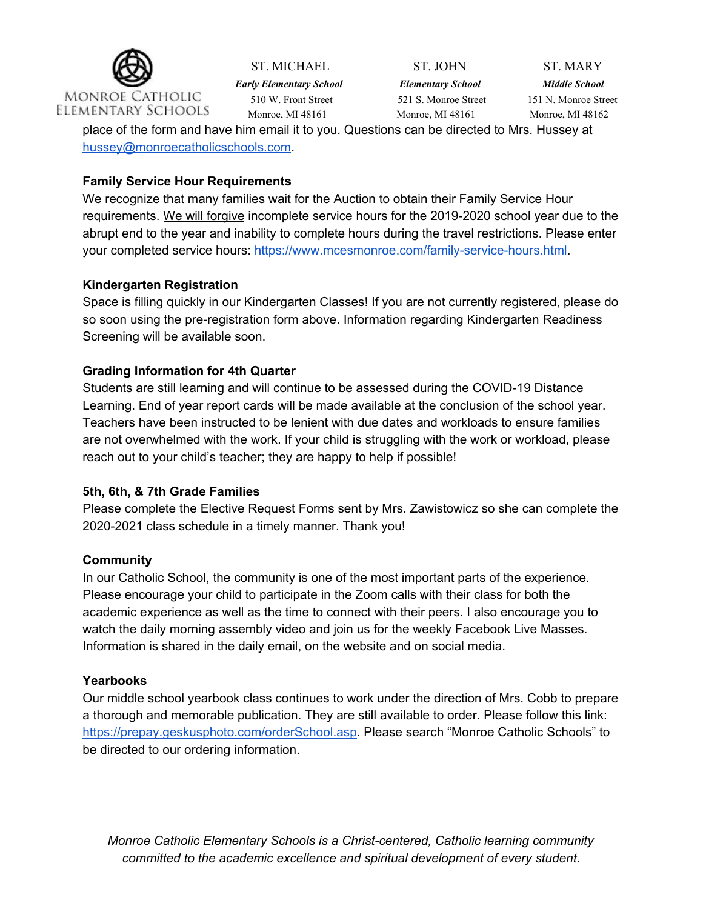place of the form and have him email it to you. Questions can be directed to Mrs. Hussey at hussey@monroecatholicschools.com.

**Family Service Hour Requirements**

We recognize that many families wait for the Auction to obtain their Family Service Hour requirements. We will forgive incomplete service hours for the 2019-2020 school year due to the abrupt end to the year and inability to complete hours during the travel restrictions. Please enter your completed service hours: https://www.mcesmonroe.com/family-service-hours.html.

**Kindergarten Registration**

Space is filling quickly in our Kindergarten Classes! If you are not currently registered, please do so soon using the pre-registration form above. Information regarding Kindergarten Readiness Screening will be available soon.

**Grading Information for 4th Quarter**

Students are still learning and will continue to be assessed during the COVID-19 Distance Learning. End of year report cards will be made available at the conclusion of the school year. Teachers have been instructed to be lenient with due dates and workloads to ensure families are not overwhelmed with the work. If your child is struggling with the work or workload, please reach out to your child's teacher; they are happy to help if possible!

**5th, 6th, & 7th Grade Families**

Please complete the Elective Request Forms sent by Mrs. Zawistowicz so she can complete the 2020-2021 class schedule in a timely manner. Thank you!

**Community**

In our Catholic School, the community is one of the most important parts of the experience. Please encourage your child to participate in the Zoom calls with their class for both the academic experience as well as the time to connect with their peers. I also encourage you to watch the daily morning assembly video and join us for the weekly Facebook Live Masses. Information is shared in the daily email, on the website and on social media.

**Yearbooks**

Our middle school yearbook class continues to work under the direction of Mrs. Cobb to prepare a thorough and memorable publication. They are still available to order. Please follow this link: https://prepay.geskusphoto.com/orderSchool.asp. Please search "Monroe Catholic Schools" to be directed to our ordering information.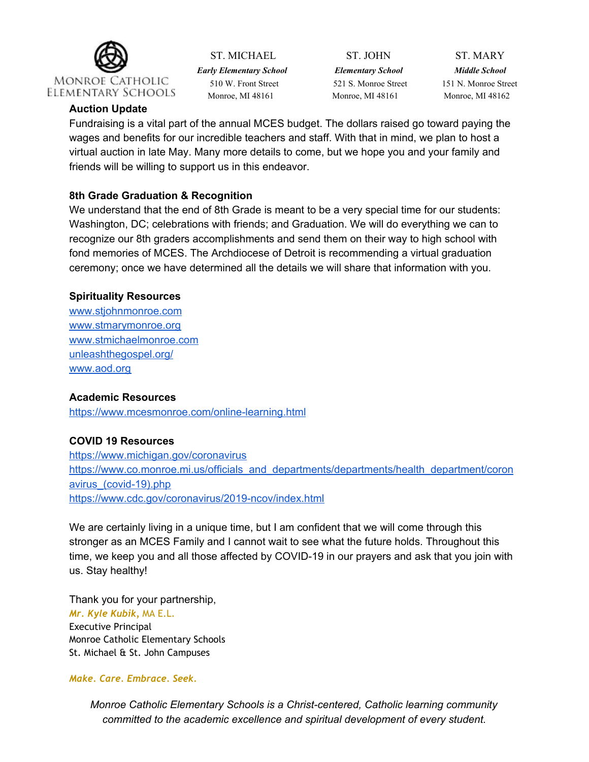MONROE CATHOLIC ELEMENTARY SCHOOLS

ST. MICHAEL
*Early Elementary School*
510 W. Front Street
Monroe, MI 48161

ST. JOHN
*Elementary School*
521 S. Monroe Street
Monroe, MI 48161

ST. MARY
*Middle School*
151 N. Monroe Street
Monroe, MI 48162

**Auction Update**

Fundraising is a vital part of the annual MCES budget. The dollars raised go toward paying the wages and benefits for our incredible teachers and staff. With that in mind, we plan to host a virtual auction in late May. Many more details to come, but we hope you and your family and friends will be willing to support us in this endeavor.

**8th Grade Graduation & Recognition**

We understand that the end of 8th Grade is meant to be a very special time for our students: Washington, DC; celebrations with friends; and Graduation. We will do everything we can to recognize our 8th graders accomplishments and send them on their way to high school with fond memories of MCES. The Archdiocese of Detroit is recommending a virtual graduation ceremony; once we have determined all the details we will share that information with you.

**Spirituality Resources**

www.stjohnmonroe.com
www.stmarymonroe.org
www.stmichaelmonroe.com
unleashthegospel.org/
www.aod.org

**Academic Resources**

https://www.mcesmonroe.com/online-learning.html

**COVID 19 Resources**

https://www.michigan.gov/coronavirus
https://www.co.monroe.mi.us/officials_and_departments/departments/health_department/coronavirus_(covid-19).php
https://www.cdc.gov/coronavirus/2019-ncov/index.html

We are certainly living in a unique time, but I am confident that we will come through this stronger as an MCES Family and I cannot wait to see what the future holds. Throughout this time, we keep you and all those affected by COVID-19 in our prayers and ask that you join with us. Stay healthy!

Thank you for your partnership,
***Mr. Kyle Kubik,*** MA E.L.
Executive Principal
Monroe Catholic Elementary Schools
St. Michael & St. John Campuses

***Make. Care. Embrace. Seek.***

*Monroe Catholic Elementary Schools is a Christ-centered, Catholic learning community committed to the academic excellence and spiritual development of every student.*